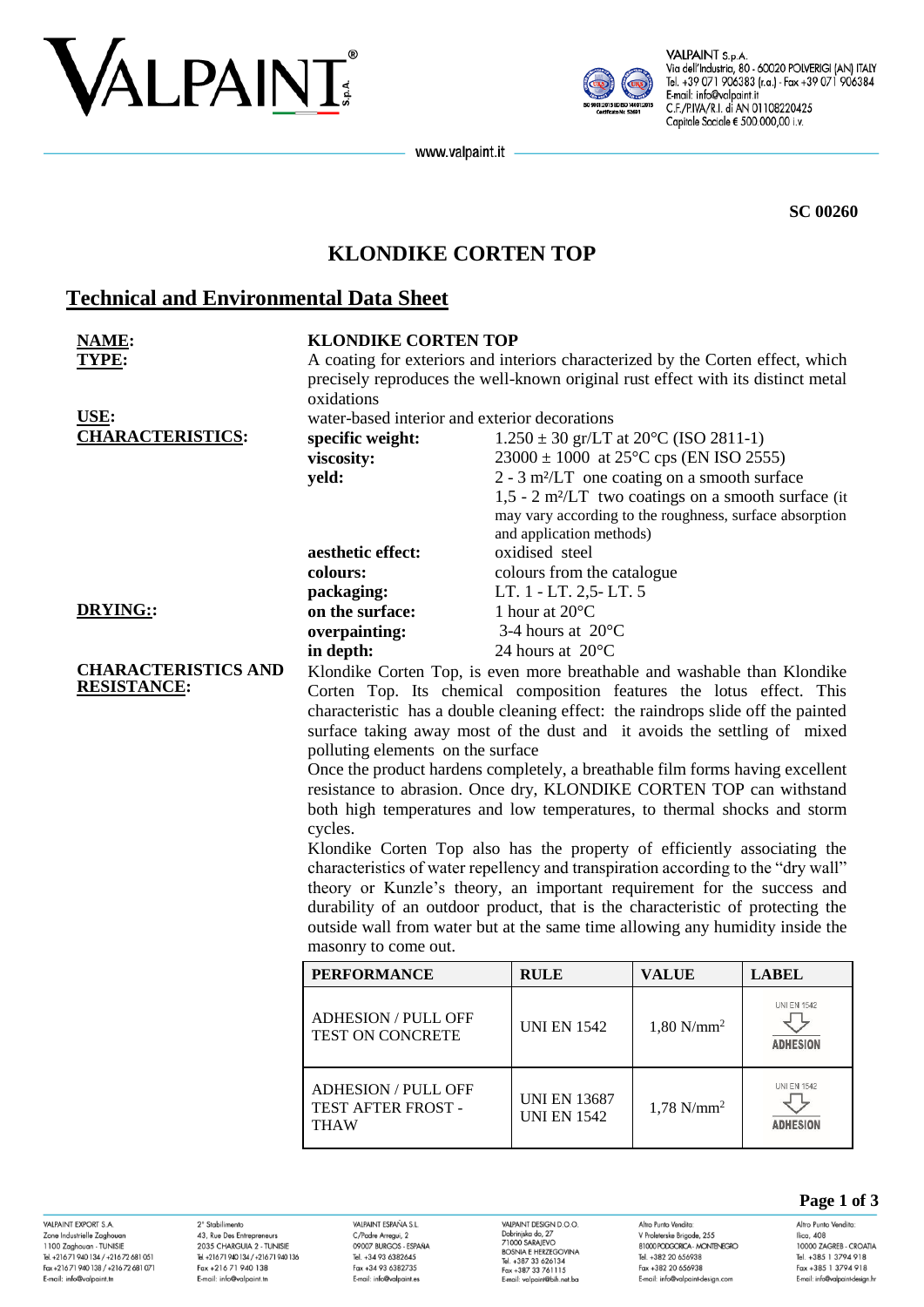SC 00260

# KLONDIKE CORTEN TOP

## Technical and Environmental Data Sheet

**NAME:** **KLONDIKE CORTEN TOP**

**TYPE:** A coating for exteriors and interiors characterized by the Corten effect, which precisely reproduces the well-known original rust effect with its distinct metal oxidations

**USE:** water-based interior and exterior decorations

**CHARACTERISTICS:**

| | |
|---|---|
| **specific weight:** | 1.250 ± 30 gr/LT at 20°C (ISO 2811-1) |
| **viscosity:** | 23000 ± 1000 at 25°C cps (EN ISO 2555) |
| **yeld:** | 2 - 3 m²/LT one coating on a smooth surface<br>1,5 - 2 m²/LT two coatings on a smooth surface (it may vary according to the roughness, surface absorption and application methods) |
| **aesthetic effect:** | oxidised steel |
| **colours:** | colours from the catalogue |
| **packaging:** | LT. 1 - LT. 2,5- LT. 5 |

**DRYING::**

| | |
|---|---|
| **on the surface:** | 1 hour at 20°C |
| **overpainting:** | 3-4 hours at 20°C |
| **in depth:** | 24 hours at 20°C |

**CHARACTERISTICS AND RESISTANCE:**

Klondike Corten Top, is even more breathable and washable than Klondike Corten Top. Its chemical composition features the lotus effect. This characteristic has a double cleaning effect: the raindrops slide off the painted surface taking away most of the dust and it avoids the settling of mixed polluting elements on the surface

Once the product hardens completely, a breathable film forms having excellent resistance to abrasion. Once dry, KLONDIKE CORTEN TOP can withstand both high temperatures and low temperatures, to thermal shocks and storm cycles.

Klondike Corten Top also has the property of efficiently associating the characteristics of water repellency and transpiration according to the "dry wall" theory or Kunzle's theory, an important requirement for the success and durability of an outdoor product, that is the characteristic of protecting the outside wall from water but at the same time allowing any humidity inside the masonry to come out.

| PERFORMANCE | RULE | VALUE | LABEL |
|---|---|---|---|
| ADHESION / PULL OFF TEST ON CONCRETE | UNI EN 1542 | 1,80 N/mm² | UNI EN 1542 ADHESION |
| ADHESION / PULL OFF TEST AFTER FROST - THAW | UNI EN 13687<br>UNI EN 1542 | 1,78 N/mm² | UNI EN 1542 ADHESION |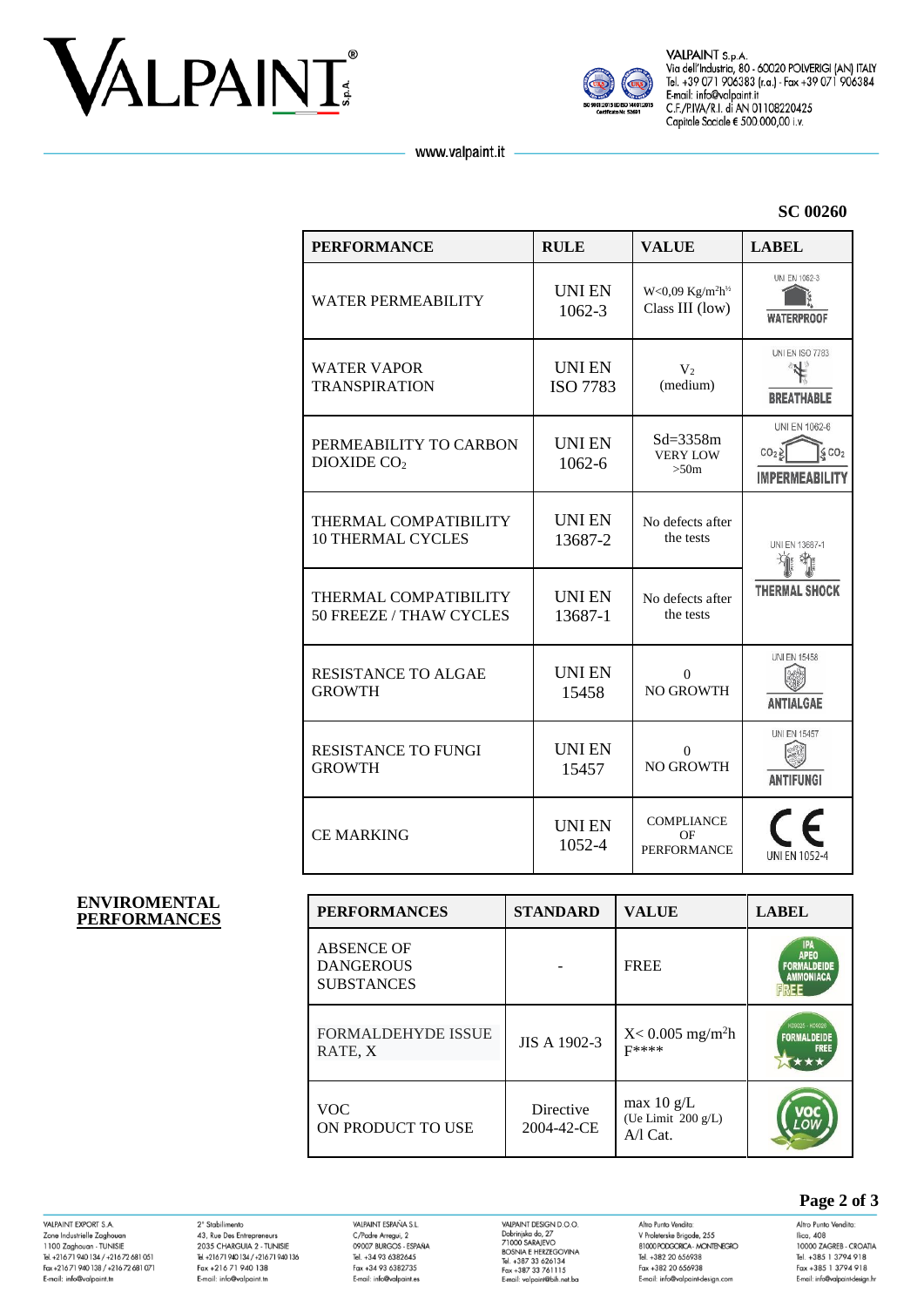**SC 00260**

| PERFORMANCE | RULE | VALUE | LABEL |
|---|---|---|---|
| WATER PERMEABILITY | UNI EN 1062-3 | W<0,09 Kg/m²h½ Class III (low) | UNI EN 1062-3 WATERPROOF |
| WATER VAPOR TRANSPIRATION | UNI EN ISO 7783 | $V_2$ (medium) | UNI EN ISO 7783 BREATHABLE |
| PERMEABILITY TO CARBON DIOXIDE $CO_2$ | UNI EN 1062-6 | Sd=3358m VERY LOW >50m | UNI EN 1062-6 $CO_2$ $CO_2$ IMPERMEABILITY |
| THERMAL COMPATIBILITY 10 THERMAL CYCLES | UNI EN 13687-2 | No defects after the tests | UNI EN 13687-1 THERMAL SHOCK |
| THERMAL COMPATIBILITY 50 FREEZE / THAW CYCLES | UNI EN 13687-1 | No defects after the tests | |
| RESISTANCE TO ALGAE GROWTH | UNI EN 15458 | 0 NO GROWTH | UNI EN 15458 ANTIALGAE |
| RESISTANCE TO FUNGI GROWTH | UNI EN 15457 | 0 NO GROWTH | UNI EN 15457 ANTIFUNGI |
| CE MARKING | UNI EN 1052-4 | COMPLIANCE OF PERFORMANCE | CE UNI EN 1052-4 |

**ENVIROMENTAL PERFORMANCES**

| PERFORMANCES | STANDARD | VALUE | LABEL |
|---|---|---|---|
| ABSENCE OF DANGEROUS SUBSTANCES | - | FREE | IPA APEO FORMALDEIDE AMMONIACA FREE |
| FORMALDEHYDE ISSUE RATE, X | JIS A 1902-3 | X< 0.005 mg/m²h F**** | FORMALDEIDE FREE |
| VOC ON PRODUCT TO USE | Directive 2004-42-CE | max 10 g/L (Ue Limit 200 g/L) A/l Cat. | VOC LOW |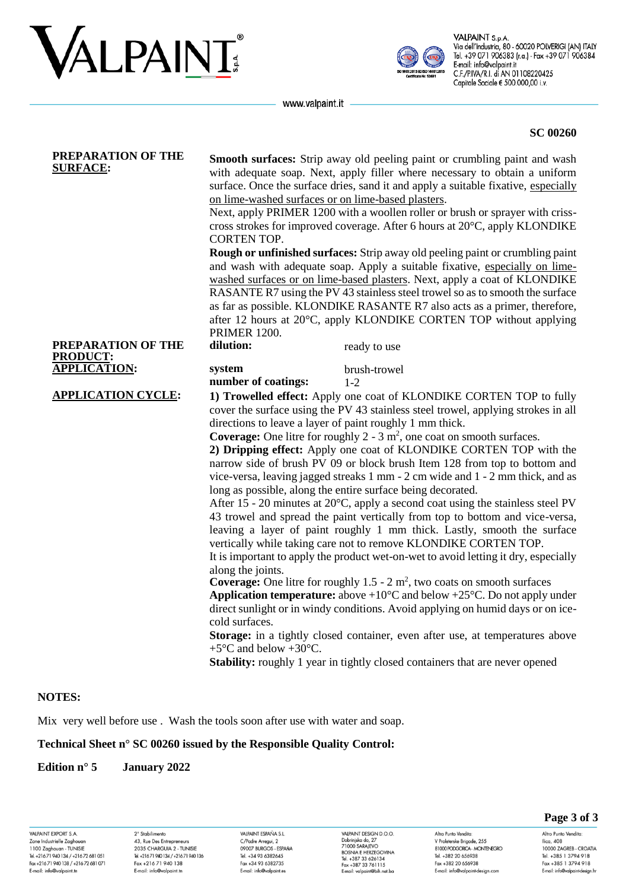SC 00260

**PREPARATION OF THE SURFACE:**

**Smooth surfaces:** Strip away old peeling paint or crumbling paint and wash with adequate soap. Next, apply filler where necessary to obtain a uniform surface. Once the surface dries, sand it and apply a suitable fixative, especially on lime-washed surfaces or on lime-based plasters.
Next, apply PRIMER 1200 with a woollen roller or brush or sprayer with criss-cross strokes for improved coverage. After 6 hours at 20°C, apply KLONDIKE CORTEN TOP.
**Rough or unfinished surfaces:** Strip away old peeling paint or crumbling paint and wash with adequate soap. Apply a suitable fixative, especially on lime-washed surfaces or on lime-based plasters. Next, apply a coat of KLONDIKE RASANTE R7 using the PV 43 stainless steel trowel so as to smooth the surface as far as possible. KLONDIKE RASANTE R7 also acts as a primer, therefore, after 12 hours at 20°C, apply KLONDIKE CORTEN TOP without applying PRIMER 1200.

**PREPARATION OF THE PRODUCT:**

**dilution:** ready to use

**APPLICATION:**

**system** brush-trowel
**number of coatings:** 1-2

**APPLICATION CYCLE:**

**1) Trowelled effect:** Apply one coat of KLONDIKE CORTEN TOP to fully cover the surface using the PV 43 stainless steel trowel, applying strokes in all directions to leave a layer of paint roughly 1 mm thick.
**Coverage:** One litre for roughly 2 - 3 m$^2$, one coat on smooth surfaces.
**2) Dripping effect:** Apply one coat of KLONDIKE CORTEN TOP with the narrow side of brush PV 09 or block brush Item 128 from top to bottom and vice-versa, leaving jagged streaks 1 mm - 2 cm wide and 1 - 2 mm thick, and as long as possible, along the entire surface being decorated.
After 15 - 20 minutes at 20°C, apply a second coat using the stainless steel PV 43 trowel and spread the paint vertically from top to bottom and vice-versa, leaving a layer of paint roughly 1 mm thick. Lastly, smooth the surface vertically while taking care not to remove KLONDIKE CORTEN TOP.
It is important to apply the product wet-on-wet to avoid letting it dry, especially along the joints.
**Coverage:** One litre for roughly 1.5 - 2 m$^2$, two coats on smooth surfaces
**Application temperature:** above +10°C and below +25°C. Do not apply under direct sunlight or in windy conditions. Avoid applying on humid days or on ice-cold surfaces.
**Storage:** in a tightly closed container, even after use, at temperatures above +5°C and below +30°C.
**Stability:** roughly 1 year in tightly closed containers that are never opened

**NOTES:**

Mix very well before use . Wash the tools soon after use with water and soap.

**Technical Sheet n° SC 00260 issued by the Responsible Quality Control:**

**Edition n° 5 January 2022**